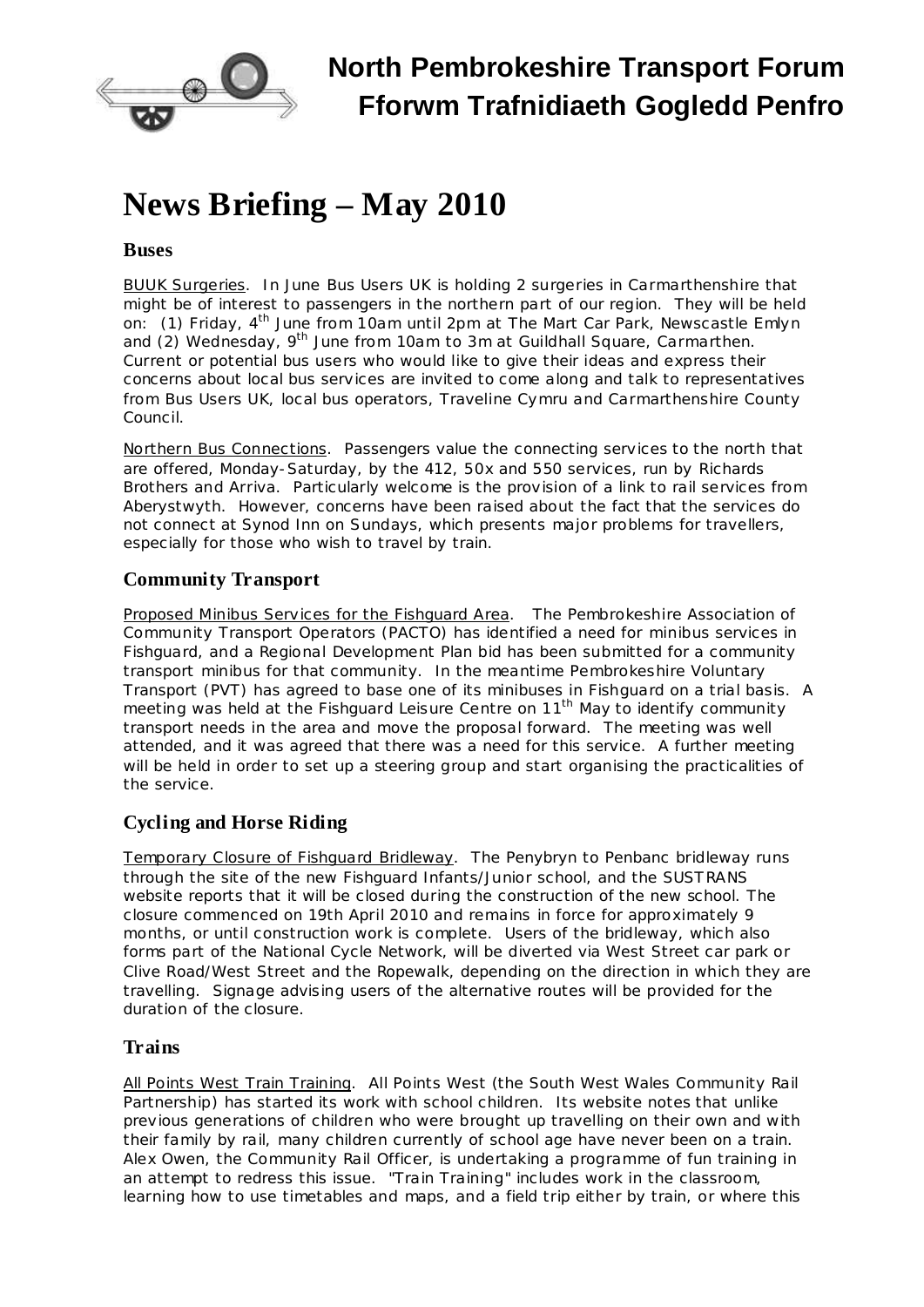# North Pembrokeshire Transport Forum
# Fforwm Trafnidiaeth Gogledd Penfro

# News Briefing – May 2010

## Buses

BUUK Surgeries. In June Bus Users UK is holding 2 surgeries in Carmarthenshire that might be of interest to passengers in the northern part of our region. They will be held on: (1) Friday, 4th June from 10am until 2pm at The Mart Car Park, Newscastle Emlyn and (2) Wednesday, 9th June from 10am to 3m at Guildhall Square, Carmarthen. Current or potential bus users who would like to give their ideas and express their concerns about local bus services are invited to come along and talk to representatives from Bus Users UK, local bus operators, Traveline Cymru and Carmarthenshire County Council.

Northern Bus Connections. Passengers value the connecting services to the north that are offered, Monday-Saturday, by the 412, 50x and 550 services, run by Richards Brothers and Arriva. Particularly welcome is the provision of a link to rail services from Aberystwyth. However, concerns have been raised about the fact that the services do not connect at Synod Inn on Sundays, which presents major problems for travellers, especially for those who wish to travel by train.

## Community Transport

Proposed Minibus Services for the Fishguard Area. The Pembrokeshire Association of Community Transport Operators (PACTO) has identified a need for minibus services in Fishguard, and a Regional Development Plan bid has been submitted for a community transport minibus for that community. In the meantime Pembrokeshire Voluntary Transport (PVT) has agreed to base one of its minibuses in Fishguard on a trial basis. A meeting was held at the Fishguard Leisure Centre on 11th May to identify community transport needs in the area and move the proposal forward. The meeting was well attended, and it was agreed that there was a need for this service. A further meeting will be held in order to set up a steering group and start organising the practicalities of the service.

## Cycling and Horse Riding

Temporary Closure of Fishguard Bridleway. The Penybryn to Penbanc bridleway runs through the site of the new Fishguard Infants/Junior school, and the SUSTRANS website reports that it will be closed during the construction of the new school. The closure commenced on 19th April 2010 and remains in force for approximately 9 months, or until construction work is complete. Users of the bridleway, which also forms part of the National Cycle Network, will be diverted via West Street car park or Clive Road/West Street and the Ropewalk, depending on the direction in which they are travelling. Signage advising users of the alternative routes will be provided for the duration of the closure.

## Trains

All Points West Train Training. All Points West (the South West Wales Community Rail Partnership) has started its work with school children. Its website notes that unlike previous generations of children who were brought up travelling on their own and with their family by rail, many children currently of school age have never been on a train. Alex Owen, the Community Rail Officer, is undertaking a programme of fun training in an attempt to redress this issue. "Train Training" includes work in the classroom, learning how to use timetables and maps, and a field trip either by train, or where this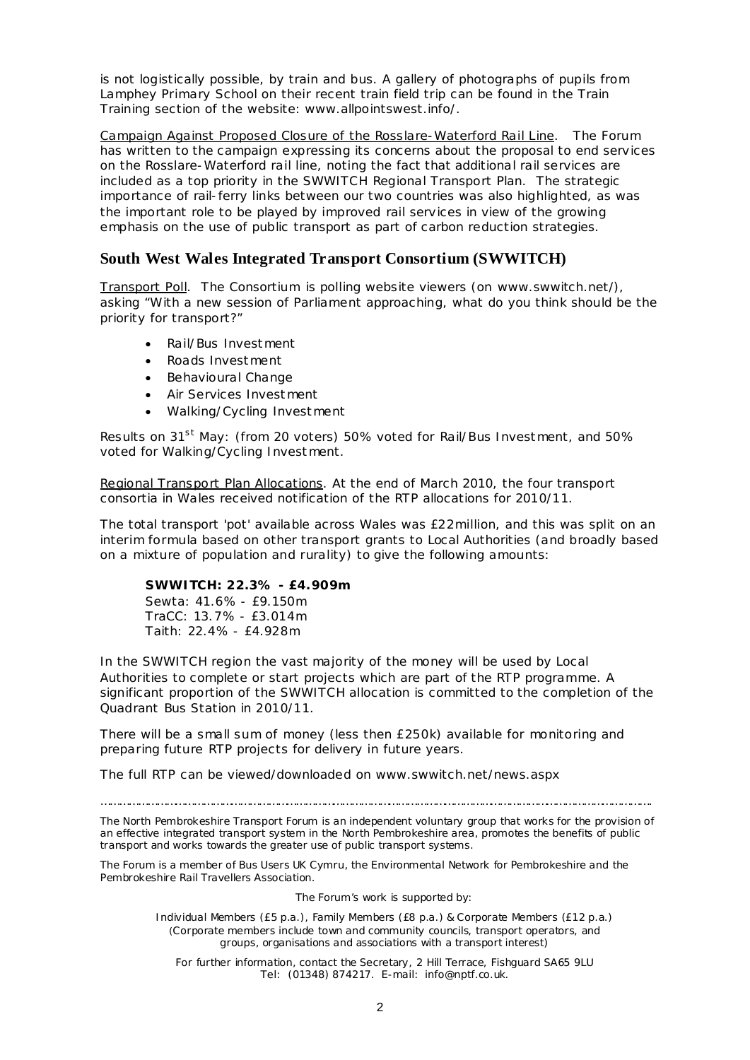is not logistically possible, by train and bus. A gallery of photographs of pupils from Lamphey Primary School on their recent train field trip can be found in the Train Training section of the website: www.allpointswest.info/.

Campaign Against Proposed Closure of the Rosslare-Waterford Rail Line. The Forum has written to the campaign expressing its concerns about the proposal to end services on the Rosslare-Waterford rail line, noting the fact that additional rail services are included as a top priority in the SWWITCH Regional Transport Plan. The strategic importance of rail-ferry links between our two countries was also highlighted, as was the important role to be played by improved rail services in view of the growing emphasis on the use of public transport as part of carbon reduction strategies.

## South West Wales Integrated Transport Consortium (SWWITCH)

Transport Poll. The Consortium is polling website viewers (on www.swwitch.net/), asking "With a new session of Parliament approaching, what do you think should be the priority for transport?"

- Rail/Bus Investment
- Roads Investment
- Behavioural Change
- Air Services Investment
- Walking/Cycling Investment

Results on 31st May: (from 20 voters) 50% voted for Rail/Bus Investment, and 50% voted for Walking/Cycling Investment.

Regional Transport Plan Allocations. At the end of March 2010, the four transport consortia in Wales received notification of the RTP allocations for 2010/11.

The total transport 'pot' available across Wales was £22million, and this was split on an interim formula based on other transport grants to Local Authorities (and broadly based on a mixture of population and rurality) to give the following amounts:

**SWWITCH: 22.3% - £4.909m**
Sewta: 41.6% - £9.150m
TraCC: 13.7% - £3.014m
Taith: 22.4% - £4.928m

In the SWWITCH region the vast majority of the money will be used by Local Authorities to complete or start projects which are part of the RTP programme. A significant proportion of the SWWITCH allocation is committed to the completion of the Quadrant Bus Station in 2010/11.

There will be a small sum of money (less then £250k) available for monitoring and preparing future RTP projects for delivery in future years.

The full RTP can be viewed/downloaded on www.swwitch.net/news.aspx

---

*The North Pembrokeshire Transport Forum is an independent voluntary group that works for the provision of an effective integrated transport system in the North Pembrokeshire area, promotes the benefits of public transport and works towards the greater use of public transport systems.*

*The Forum is a member of Bus Users UK Cymru, the Environmental Network for Pembrokeshire and the Pembrokeshire Rail Travellers Association.*

*The Forum's work is supported by:*

*Individual Members (£5 p.a.), Family Members (£8 p.a.) & Corporate Members (£12 p.a.)*
*(Corporate members include town and community councils, transport operators, and groups, organisations and associations with a transport interest)*

*For further information, contact the Secretary, 2 Hill Terrace, Fishguard SA65 9LU*
*Tel: (01348) 874217. E-mail: info@nptf.co.uk.*